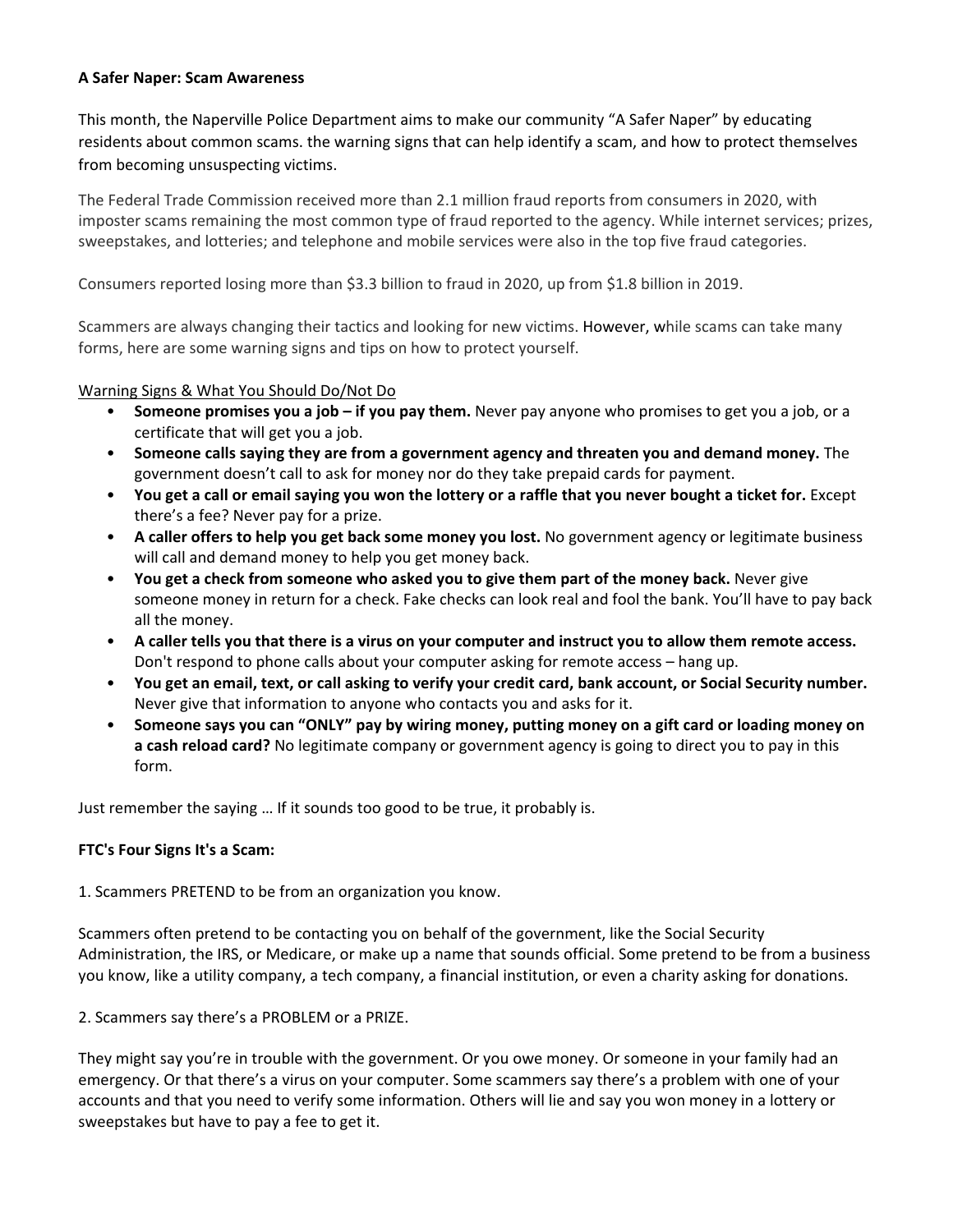**A Safer Naper: Scam Awareness**

This month, the Naperville Police Department aims to make our community "A Safer Naper" by educating residents about common scams. the warning signs that can help identify a scam, and how to protect themselves from becoming unsuspecting victims.

The Federal Trade Commission received more than 2.1 million fraud reports from consumers in 2020, with imposter scams remaining the most common type of fraud reported to the agency. While internet services; prizes, sweepstakes, and lotteries; and telephone and mobile services were also in the top five fraud categories.

Consumers reported losing more than $3.3 billion to fraud in 2020, up from $1.8 billion in 2019.

Scammers are always changing their tactics and looking for new victims. However, while scams can take many forms, here are some warning signs and tips on how to protect yourself.

<u>Warning Signs & What You Should Do/Not Do</u>

- **Someone promises you a job – if you pay them.** Never pay anyone who promises to get you a job, or a certificate that will get you a job.
- **Someone calls saying they are from a government agency and threaten you and demand money.** The government doesn't call to ask for money nor do they take prepaid cards for payment.
- **You get a call or email saying you won the lottery or a raffle that you never bought a ticket for.** Except there's a fee? Never pay for a prize.
- **A caller offers to help you get back some money you lost.** No government agency or legitimate business will call and demand money to help you get money back.
- **You get a check from someone who asked you to give them part of the money back.** Never give someone money in return for a check. Fake checks can look real and fool the bank. You'll have to pay back all the money.
- **A caller tells you that there is a virus on your computer and instruct you to allow them remote access.** Don't respond to phone calls about your computer asking for remote access – hang up.
- **You get an email, text, or call asking to verify your credit card, bank account, or Social Security number.** Never give that information to anyone who contacts you and asks for it.
- **Someone says you can "ONLY" pay by wiring money, putting money on a gift card or loading money on a cash reload card?** No legitimate company or government agency is going to direct you to pay in this form.

Just remember the saying … If it sounds too good to be true, it probably is.

**FTC's Four Signs It's a Scam:**

1. Scammers PRETEND to be from an organization you know.

Scammers often pretend to be contacting you on behalf of the government, like the Social Security Administration, the IRS, or Medicare, or make up a name that sounds official. Some pretend to be from a business you know, like a utility company, a tech company, a financial institution, or even a charity asking for donations.

2. Scammers say there's a PROBLEM or a PRIZE.

They might say you're in trouble with the government. Or you owe money. Or someone in your family had an emergency. Or that there's a virus on your computer. Some scammers say there's a problem with one of your accounts and that you need to verify some information. Others will lie and say you won money in a lottery or sweepstakes but have to pay a fee to get it.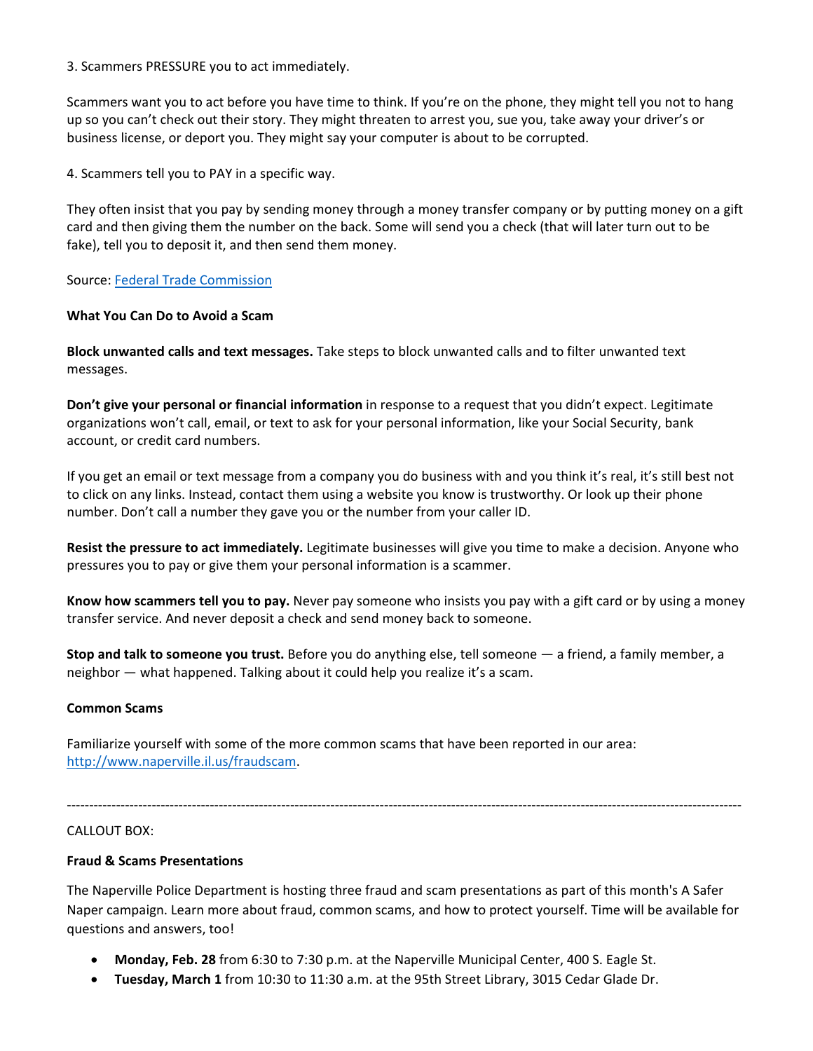3. Scammers PRESSURE you to act immediately.

Scammers want you to act before you have time to think. If you're on the phone, they might tell you not to hang up so you can't check out their story. They might threaten to arrest you, sue you, take away your driver's or business license, or deport you. They might say your computer is about to be corrupted.

4. Scammers tell you to PAY in a specific way.

They often insist that you pay by sending money through a money transfer company or by putting money on a gift card and then giving them the number on the back. Some will send you a check (that will later turn out to be fake), tell you to deposit it, and then send them money.

Source: [Federal Trade Commission]

**What You Can Do to Avoid a Scam**

**Block unwanted calls and text messages.** Take steps to block unwanted calls and to filter unwanted text messages.

**Don't give your personal or financial information** in response to a request that you didn't expect. Legitimate organizations won't call, email, or text to ask for your personal information, like your Social Security, bank account, or credit card numbers.

If you get an email or text message from a company you do business with and you think it's real, it's still best not to click on any links. Instead, contact them using a website you know is trustworthy. Or look up their phone number. Don't call a number they gave you or the number from your caller ID.

**Resist the pressure to act immediately.** Legitimate businesses will give you time to make a decision. Anyone who pressures you to pay or give them your personal information is a scammer.

**Know how scammers tell you to pay.** Never pay someone who insists you pay with a gift card or by using a money transfer service. And never deposit a check and send money back to someone.

**Stop and talk to someone you trust.** Before you do anything else, tell someone — a friend, a family member, a neighbor — what happened. Talking about it could help you realize it's a scam.

**Common Scams**

Familiarize yourself with some of the more common scams that have been reported in our area: http://www.naperville.il.us/fraudscam.

---

CALLOUT BOX:

**Fraud & Scams Presentations**

The Naperville Police Department is hosting three fraud and scam presentations as part of this month's A Safer Naper campaign. Learn more about fraud, common scams, and how to protect yourself. Time will be available for questions and answers, too!

- **Monday, Feb. 28** from 6:30 to 7:30 p.m. at the Naperville Municipal Center, 400 S. Eagle St.
- **Tuesday, March 1** from 10:30 to 11:30 a.m. at the 95th Street Library, 3015 Cedar Glade Dr.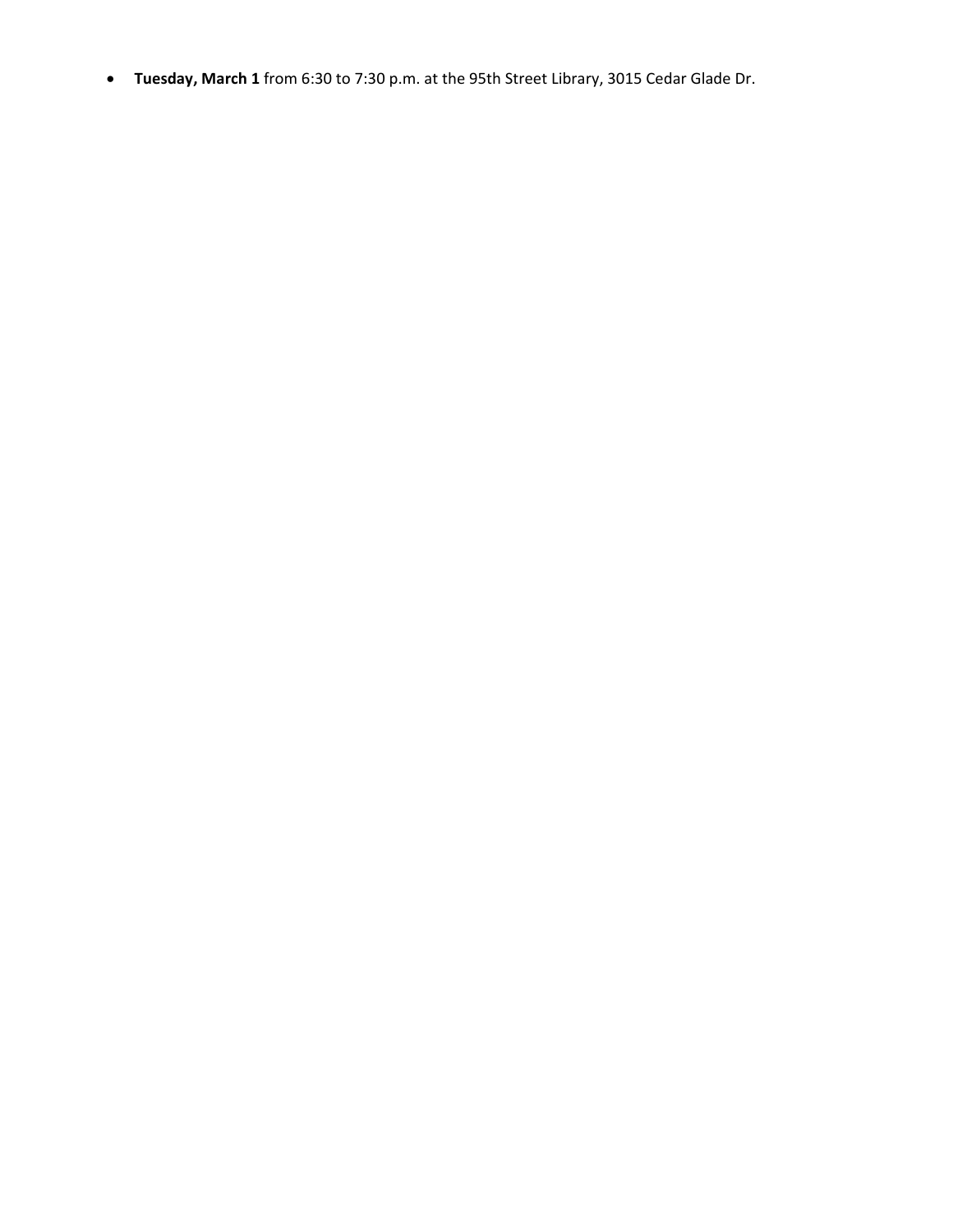- **Tuesday, March 1** from 6:30 to 7:30 p.m. at the 95th Street Library, 3015 Cedar Glade Dr.